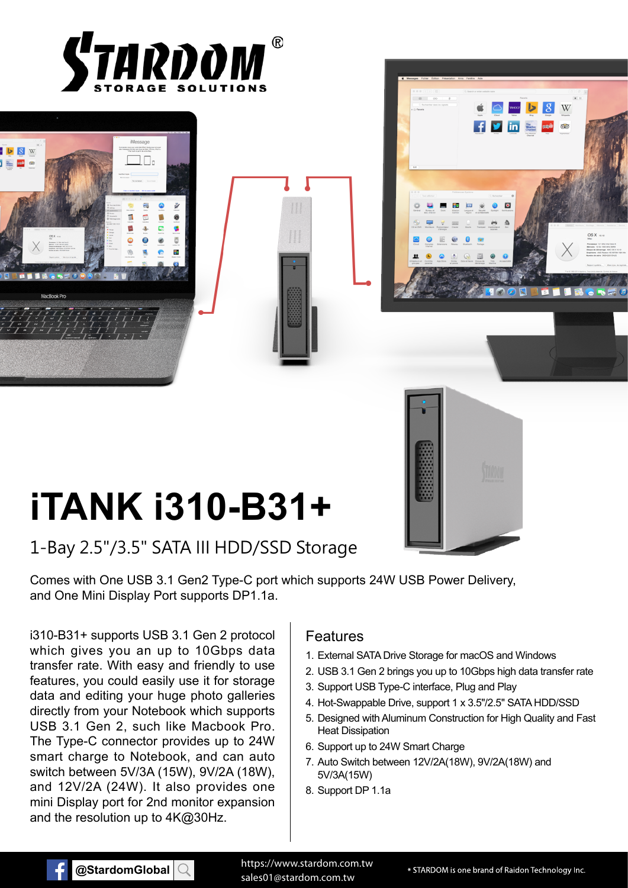STARDOM®
STORAGE SOLUTIONS

# iTANK i310-B31+

## 1-Bay 2.5"/3.5" SATA III HDD/SSD Storage

Comes with One USB 3.1 Gen2 Type-C port which supports 24W USB Power Delivery, and One Mini Display Port supports DP1.1a.

i310-B31+ supports USB 3.1 Gen 2 protocol which gives you an up to 10Gbps data transfer rate. With easy and friendly to use features, you could easily use it for storage data and editing your huge photo galleries directly from your Notebook which supports USB 3.1 Gen 2, such like Macbook Pro. The Type-C connector provides up to 24W smart charge to Notebook, and can auto switch between 5V/3A (15W), 9V/2A (18W), and 12V/2A (24W). It also provides one mini Display port for 2nd monitor expansion and the resolution up to 4K@30Hz.

## Features

1. External SATA Drive Storage for macOS and Windows
2. USB 3.1 Gen 2 brings you up to 10Gbps high data transfer rate
3. Support USB Type-C interface, Plug and Play
4. Hot-Swappable Drive, support 1 x 3.5"/2.5" SATA HDD/SSD
5. Designed with Aluminum Construction for High Quality and Fast Heat Dissipation
6. Support up to 24W Smart Charge
7. Auto Switch between 12V/2A(18W), 9V/2A(18W) and 5V/3A(15W)
8. Support DP 1.1a

@StardomGlobal

https://www.stardom.com.tw
sales01@stardom.com.tw

* STARDOM is one brand of Raidon Technology Inc.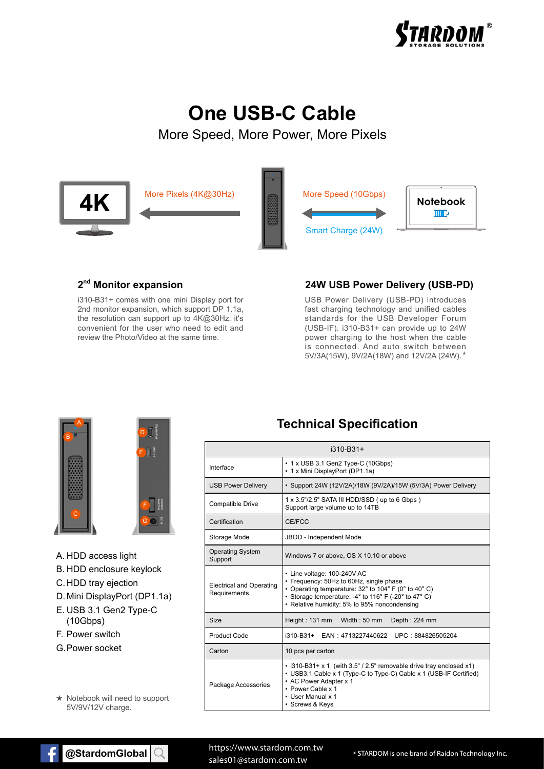# One USB-C Cable

More Speed, More Power, More Pixels

4K

More Pixels (4K@30Hz)

More Speed (10Gbps)

Smart Charge (24W)

Notebook

### 2nd Monitor expansion

i310-B31+ comes with one mini Display port for 2nd monitor expansion, which support DP 1.1a, the resolution can support up to 4K@30Hz. it's convenient for the user who need to edit and review the Photo/Video at the same time.

### 24W USB Power Delivery (USB-PD)

USB Power Delivery (USB-PD) introduces fast charging technology and unified cables standards for the USB Developer Forum (USB-IF). i310-B31+ can provide up to 24W power charging to the host when the cable is connected. And auto switch between 5V/3A(15W), 9V/2A(18W) and 12V/2A (24W).★

A. HDD access light
B. HDD enclosure keylock
C. HDD tray ejection
D. Mini DisplayPort (DP1.1a)
E. USB 3.1 Gen2 Type-C (10Gbps)
F. Power switch
G. Power socket

★ Notebook will need to support 5V/9V/12V charge.

## Technical Specification

| i310-B31+ | |
|---|---|
| Interface | • 1 x USB 3.1 Gen2 Type-C (10Gbps)<br>• 1 x Mini DisplayPort (DP1.1a) |
| USB Power Delivery | • Support 24W (12V/2A)/18W (9V/2A)/15W (5V/3A) Power Delivery |
| Compatible Drive | 1 x 3.5"/2.5" SATA III HDD/SSD ( up to 6 Gbps )<br>Support large volume up to 14TB |
| Certification | CE/FCC |
| Storage Mode | JBOD - Independent Mode |
| Operating System Support | Windows 7 or above, OS X 10.10 or above |
| Electrical and Operating Requirements | • Line voltage: 100-240V AC<br>• Frequency: 50Hz to 60Hz, single phase<br>• Operating temperature: 32° to 104° F (0° to 40° C)<br>• Storage temperature: -4° to 116° F (-20° to 47° C)<br>• Relative humidity: 5% to 95% noncondensing |
| Size | Height : 131 mm Width : 50 mm Depth : 224 mm |
| Product Code | i310-B31+ EAN : 4713227440622 UPC : 884826505204 |
| Carton | 10 pcs per carton |
| Package Accessories | • i310-B31+ x 1 (with 3.5" / 2.5" removable drive tray enclosed x1)<br>• USB3.1 Cable x 1 (Type-C to Type-C) Cable x 1 (USB-IF Certified)<br>• AC Power Adapter x 1<br>• Power Cable x 1<br>• User Manual x 1<br>• Screws & Keys |

@StardomGlobal

https://www.stardom.com.tw
sales01@stardom.com.tw

* STARDOM is one brand of Raidon Technology Inc.